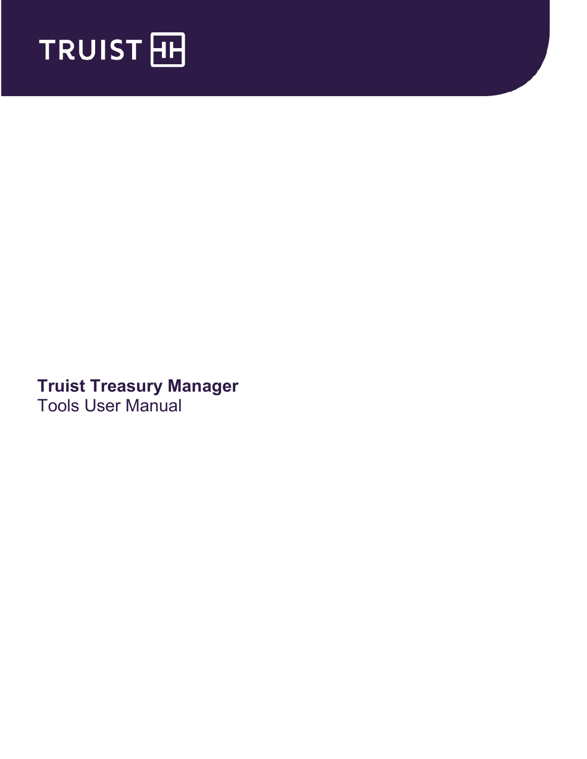TRUIST

# Truist Treasury Manager

Tools User Manual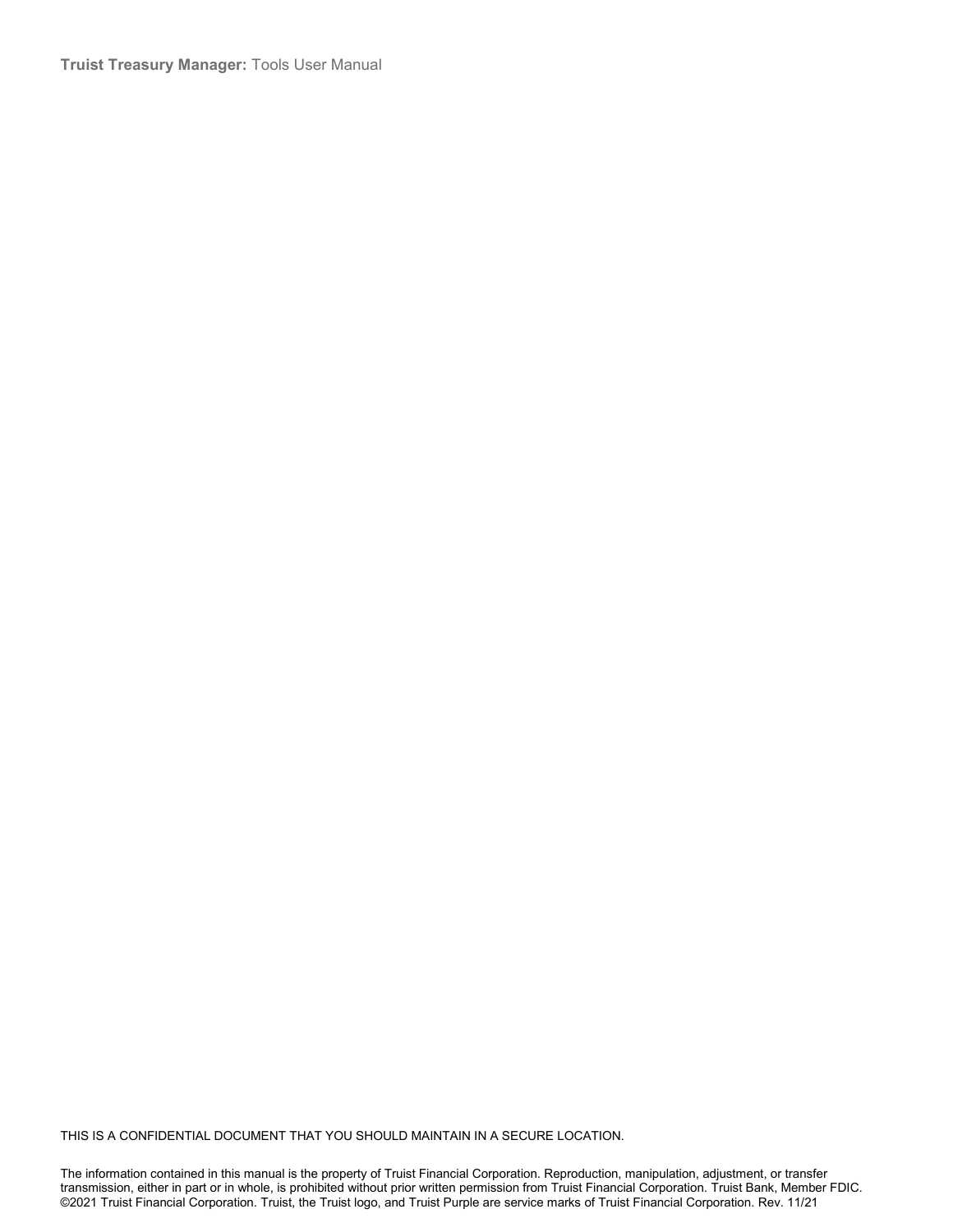THIS IS A CONFIDENTIAL DOCUMENT THAT YOU SHOULD MAINTAIN IN A SECURE LOCATION.

The information contained in this manual is the property of Truist Financial Corporation. Reproduction, manipulation, adjustment, or transfer transmission, either in part or in whole, is prohibited without prior written permission from Truist Financial Corporation. Truist Bank, Member FDIC. ©2021 Truist Financial Corporation. Truist, the Truist logo, and Truist Purple are service marks of Truist Financial Corporation. Rev. 11/21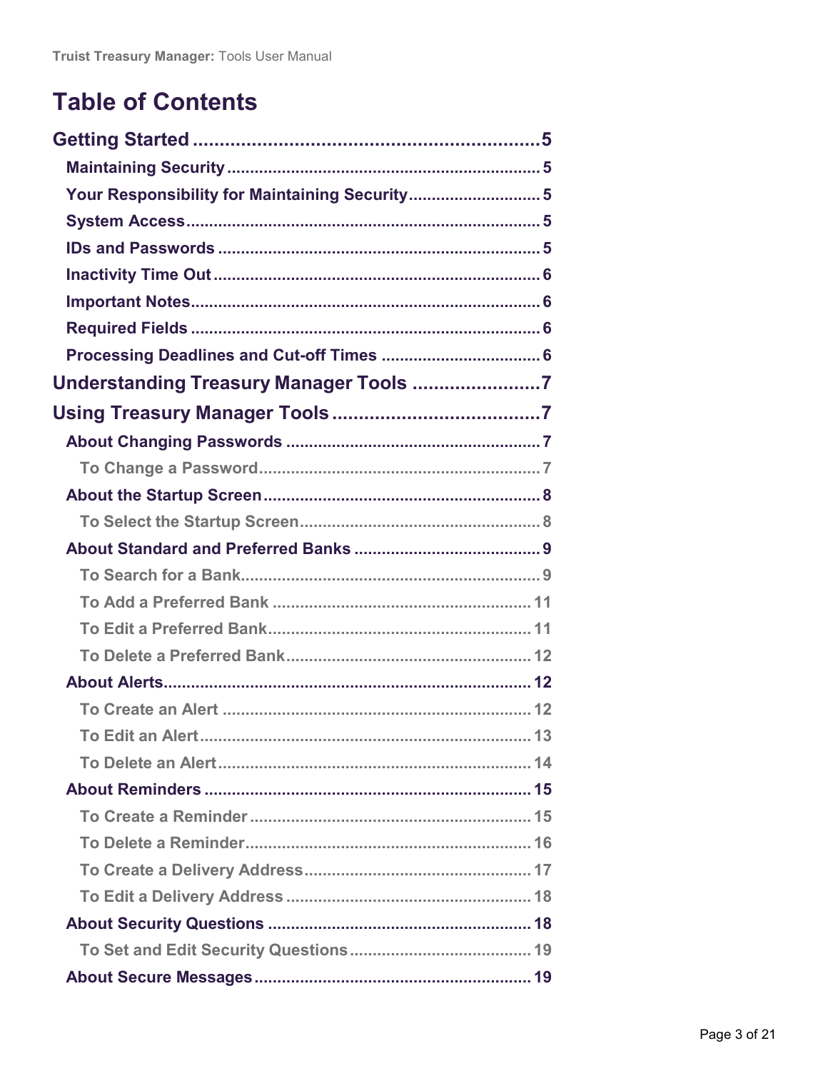# Table of Contents

- **Getting Started** ........ 5
  - **Maintaining Security** ........ 5
  - **Your Responsibility for Maintaining Security** ........ 5
  - **System Access** ........ 5
  - **IDs and Passwords** ........ 5
  - **Inactivity Time Out** ........ 6
  - **Important Notes** ........ 6
  - **Required Fields** ........ 6
  - **Processing Deadlines and Cut-off Times** ........ 6
- **Understanding Treasury Manager Tools** ........ 7
- **Using Treasury Manager Tools** ........ 7
  - **About Changing Passwords** ........ 7
    - To Change a Password ........ 7
  - **About the Startup Screen** ........ 8
    - To Select the Startup Screen ........ 8
  - **About Standard and Preferred Banks** ........ 9
    - To Search for a Bank ........ 9
    - To Add a Preferred Bank ........ 11
    - To Edit a Preferred Bank ........ 11
    - To Delete a Preferred Bank ........ 12
  - **About Alerts** ........ 12
    - To Create an Alert ........ 12
    - To Edit an Alert ........ 13
    - To Delete an Alert ........ 14
  - **About Reminders** ........ 15
    - To Create a Reminder ........ 15
    - To Delete a Reminder ........ 16
    - To Create a Delivery Address ........ 17
    - To Edit a Delivery Address ........ 18
  - **About Security Questions** ........ 18
    - To Set and Edit Security Questions ........ 19
  - **About Secure Messages** ........ 19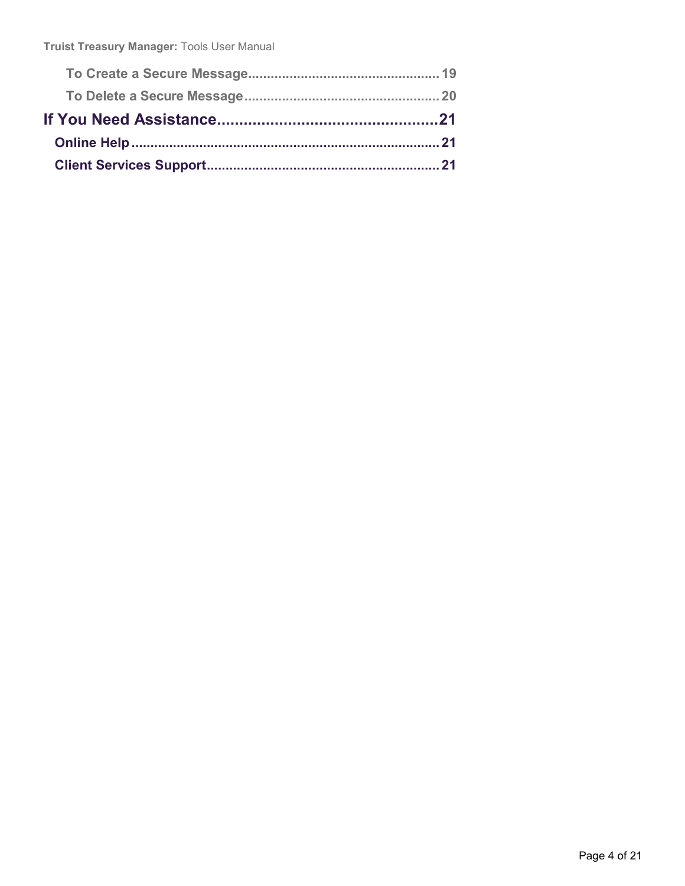To Create a Secure Message.................................................. 19

To Delete a Secure Message.................................................. 20

**If You Need Assistance.................................................21**

**Online Help................................................................................ 21**

**Client Services Support............................................................ 21**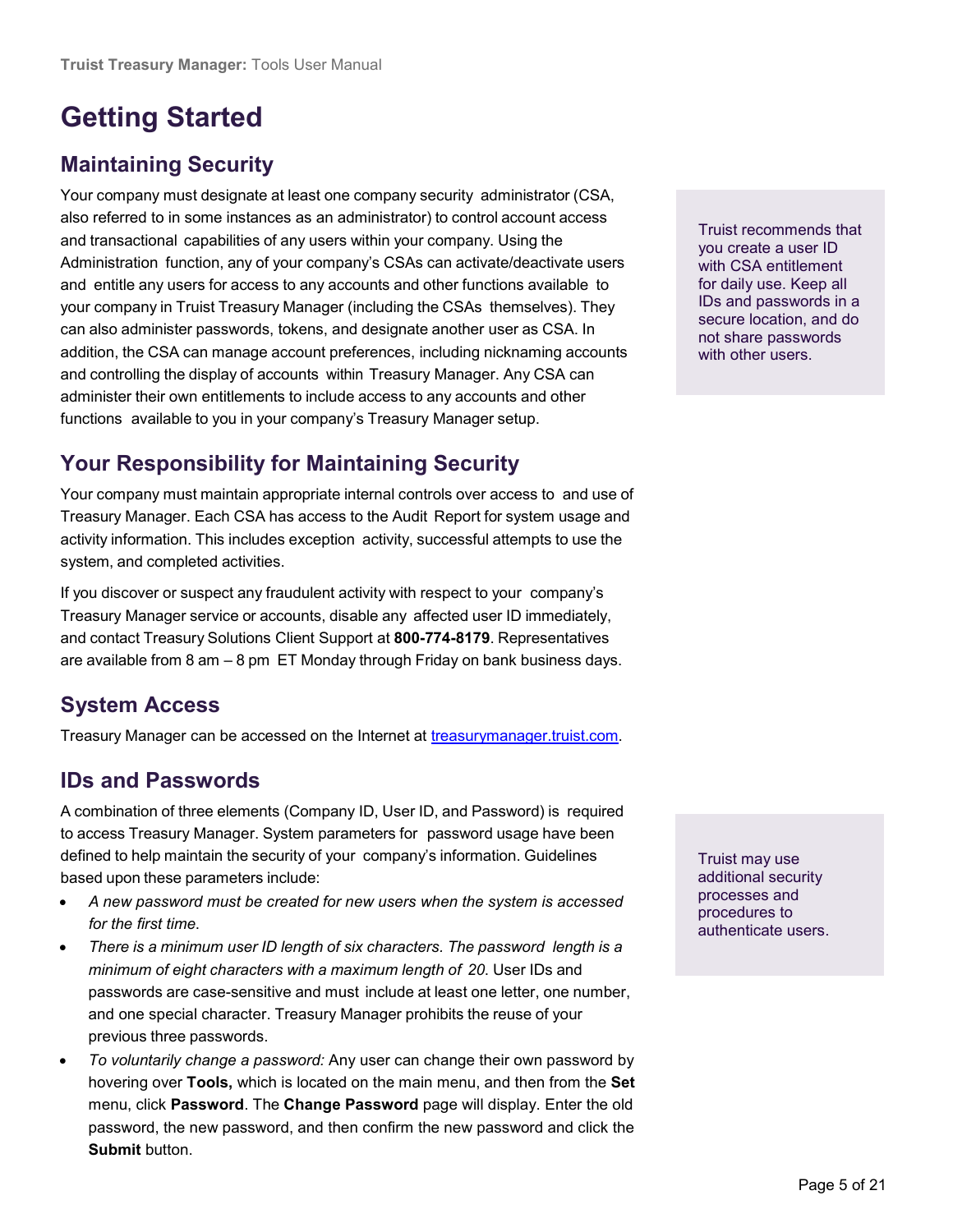# Getting Started

## Maintaining Security

Your company must designate at least one company security administrator (CSA, also referred to in some instances as an administrator) to control account access and transactional capabilities of any users within your company. Using the Administration function, any of your company's CSAs can activate/deactivate users and entitle any users for access to any accounts and other functions available to your company in Truist Treasury Manager (including the CSAs themselves). They can also administer passwords, tokens, and designate another user as CSA. In addition, the CSA can manage account preferences, including nicknaming accounts and controlling the display of accounts within Treasury Manager. Any CSA can administer their own entitlements to include access to any accounts and other functions available to you in your company's Treasury Manager setup.

Truist recommends that you create a user ID with CSA entitlement for daily use. Keep all IDs and passwords in a secure location, and do not share passwords with other users.

## Your Responsibility for Maintaining Security

Your company must maintain appropriate internal controls over access to and use of Treasury Manager. Each CSA has access to the Audit Report for system usage and activity information. This includes exception activity, successful attempts to use the system, and completed activities.

If you discover or suspect any fraudulent activity with respect to your company's Treasury Manager service or accounts, disable any affected user ID immediately, and contact Treasury Solutions Client Support at **800-774-8179**. Representatives are available from 8 am – 8 pm ET Monday through Friday on bank business days.

## System Access

Treasury Manager can be accessed on the Internet at treasurymanager.truist.com.

## IDs and Passwords

A combination of three elements (Company ID, User ID, and Password) is required to access Treasury Manager. System parameters for password usage have been defined to help maintain the security of your company's information. Guidelines based upon these parameters include:

- *A new password must be created for new users when the system is accessed for the first time.*
- *There is a minimum user ID length of six characters. The password length is a minimum of eight characters with a maximum length of 20.* User IDs and passwords are case-sensitive and must include at least one letter, one number, and one special character. Treasury Manager prohibits the reuse of your previous three passwords.
- *To voluntarily change a password:* Any user can change their own password by hovering over **Tools,** which is located on the main menu, and then from the **Set** menu, click **Password**. The **Change Password** page will display. Enter the old password, the new password, and then confirm the new password and click the **Submit** button.

Truist may use additional security processes and procedures to authenticate users.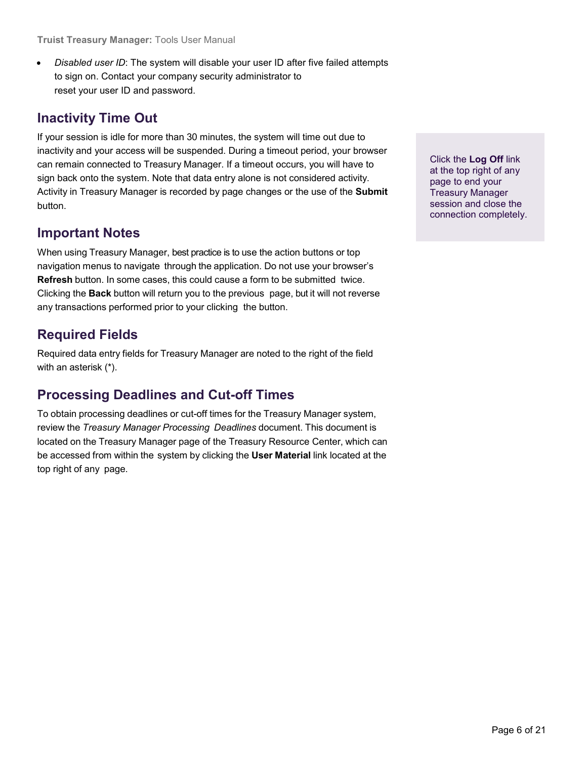- *Disabled user ID*: The system will disable your user ID after five failed attempts to sign on. Contact your company security administrator to reset your user ID and password.

## Inactivity Time Out

If your session is idle for more than 30 minutes, the system will time out due to inactivity and your access will be suspended. During a timeout period, your browser can remain connected to Treasury Manager. If a timeout occurs, you will have to sign back onto the system. Note that data entry alone is not considered activity. Activity in Treasury Manager is recorded by page changes or the use of the **Submit** button.

Click the **Log Off** link at the top right of any page to end your Treasury Manager session and close the connection completely.

## Important Notes

When using Treasury Manager, best practice is to use the action buttons or top navigation menus to navigate through the application. Do not use your browser's **Refresh** button. In some cases, this could cause a form to be submitted twice. Clicking the **Back** button will return you to the previous page, but it will not reverse any transactions performed prior to your clicking the button.

## Required Fields

Required data entry fields for Treasury Manager are noted to the right of the field with an asterisk (*).

## Processing Deadlines and Cut-off Times

To obtain processing deadlines or cut-off times for the Treasury Manager system, review the *Treasury Manager Processing Deadlines* document. This document is located on the Treasury Manager page of the Treasury Resource Center, which can be accessed from within the system by clicking the **User Material** link located at the top right of any page.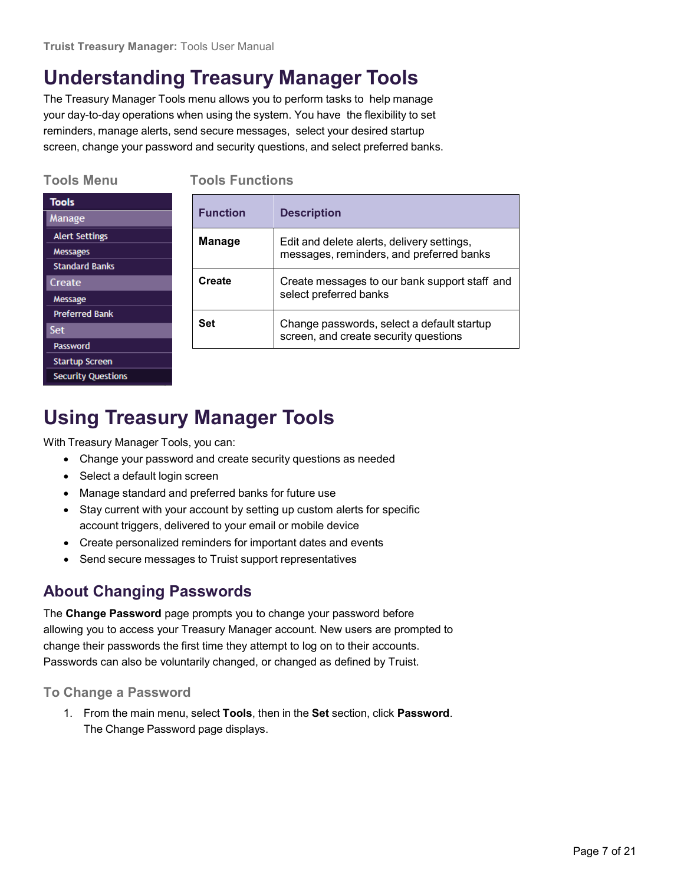# Understanding Treasury Manager Tools

The Treasury Manager Tools menu allows you to perform tasks to help manage your day-to-day operations when using the system. You have the flexibility to set reminders, manage alerts, send secure messages, select your desired startup screen, change your password and security questions, and select preferred banks.

### Tools Menu

**Tools**

- Manage
  - Alert Settings
  - Messages
  - Standard Banks
- Create
  - Message
  - Preferred Bank
- Set
  - Password
  - Startup Screen
  - Security Questions

### Tools Functions

| Function | Description |
| --- | --- |
| **Manage** | Edit and delete alerts, delivery settings, messages, reminders, and preferred banks |
| **Create** | Create messages to our bank support staff and select preferred banks |
| **Set** | Change passwords, select a default startup screen, and create security questions |

# Using Treasury Manager Tools

With Treasury Manager Tools, you can:

- Change your password and create security questions as needed
- Select a default login screen
- Manage standard and preferred banks for future use
- Stay current with your account by setting up custom alerts for specific account triggers, delivered to your email or mobile device
- Create personalized reminders for important dates and events
- Send secure messages to Truist support representatives

## About Changing Passwords

The **Change Password** page prompts you to change your password before allowing you to access your Treasury Manager account. New users are prompted to change their passwords the first time they attempt to log on to their accounts. Passwords can also be voluntarily changed, or changed as defined by Truist.

### To Change a Password

1. From the main menu, select **Tools**, then in the **Set** section, click **Password**. The Change Password page displays.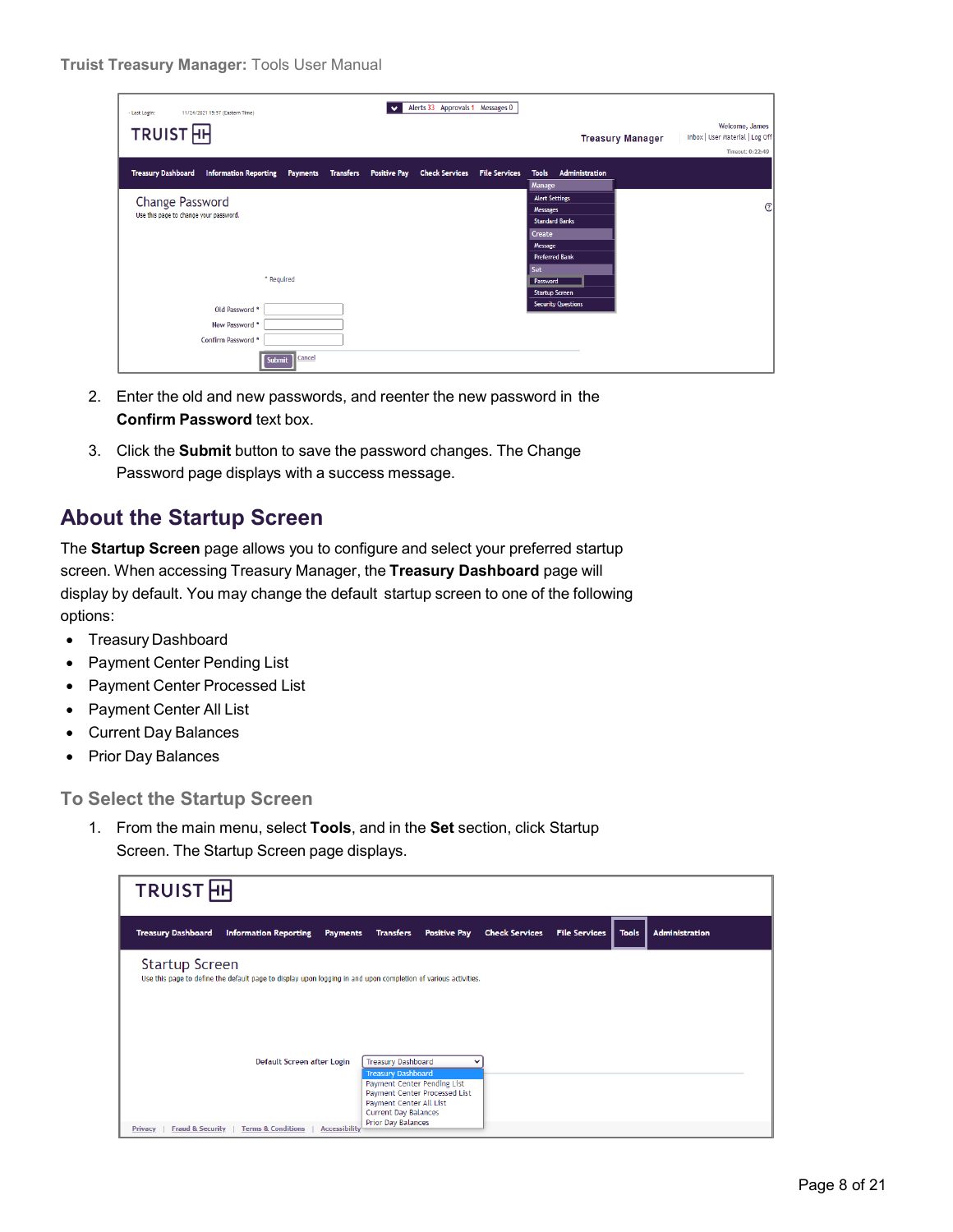2. Enter the old and new passwords, and reenter the new password in the **Confirm Password** text box.

3. Click the **Submit** button to save the password changes. The Change Password page displays with a success message.

## About the Startup Screen

The **Startup Screen** page allows you to configure and select your preferred startup screen. When accessing Treasury Manager, the **Treasury Dashboard** page will display by default. You may change the default startup screen to one of the following options:

- Treasury Dashboard
- Payment Center Pending List
- Payment Center Processed List
- Payment Center All List
- Current Day Balances
- Prior Day Balances

### To Select the Startup Screen

1. From the main menu, select **Tools**, and in the **Set** section, click Startup Screen. The Startup Screen page displays.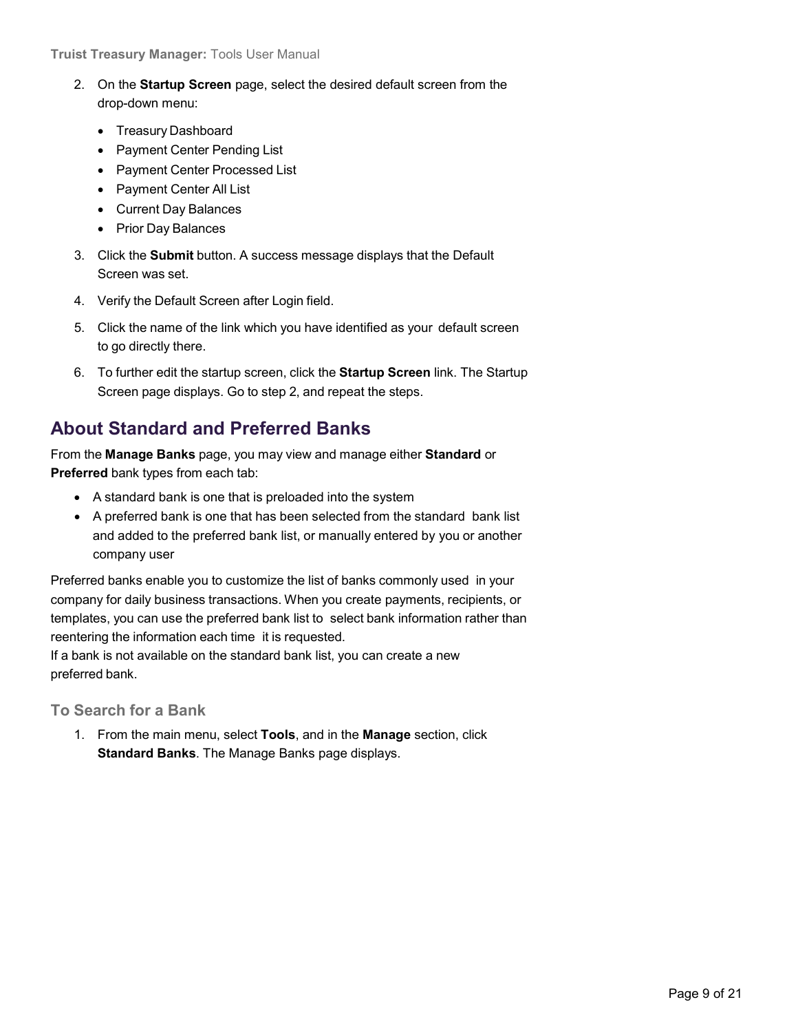2. On the **Startup Screen** page, select the desired default screen from the drop-down menu:

   - Treasury Dashboard
   - Payment Center Pending List
   - Payment Center Processed List
   - Payment Center All List
   - Current Day Balances
   - Prior Day Balances

3. Click the **Submit** button. A success message displays that the Default Screen was set.

4. Verify the Default Screen after Login field.

5. Click the name of the link which you have identified as your default screen to go directly there.

6. To further edit the startup screen, click the **Startup Screen** link. The Startup Screen page displays. Go to step 2, and repeat the steps.

## About Standard and Preferred Banks

From the **Manage Banks** page, you may view and manage either **Standard** or **Preferred** bank types from each tab:

- A standard bank is one that is preloaded into the system
- A preferred bank is one that has been selected from the standard bank list and added to the preferred bank list, or manually entered by you or another company user

Preferred banks enable you to customize the list of banks commonly used in your company for daily business transactions. When you create payments, recipients, or templates, you can use the preferred bank list to select bank information rather than reentering the information each time it is requested.
If a bank is not available on the standard bank list, you can create a new preferred bank.

### To Search for a Bank

1. From the main menu, select **Tools**, and in the **Manage** section, click **Standard Banks**. The Manage Banks page displays.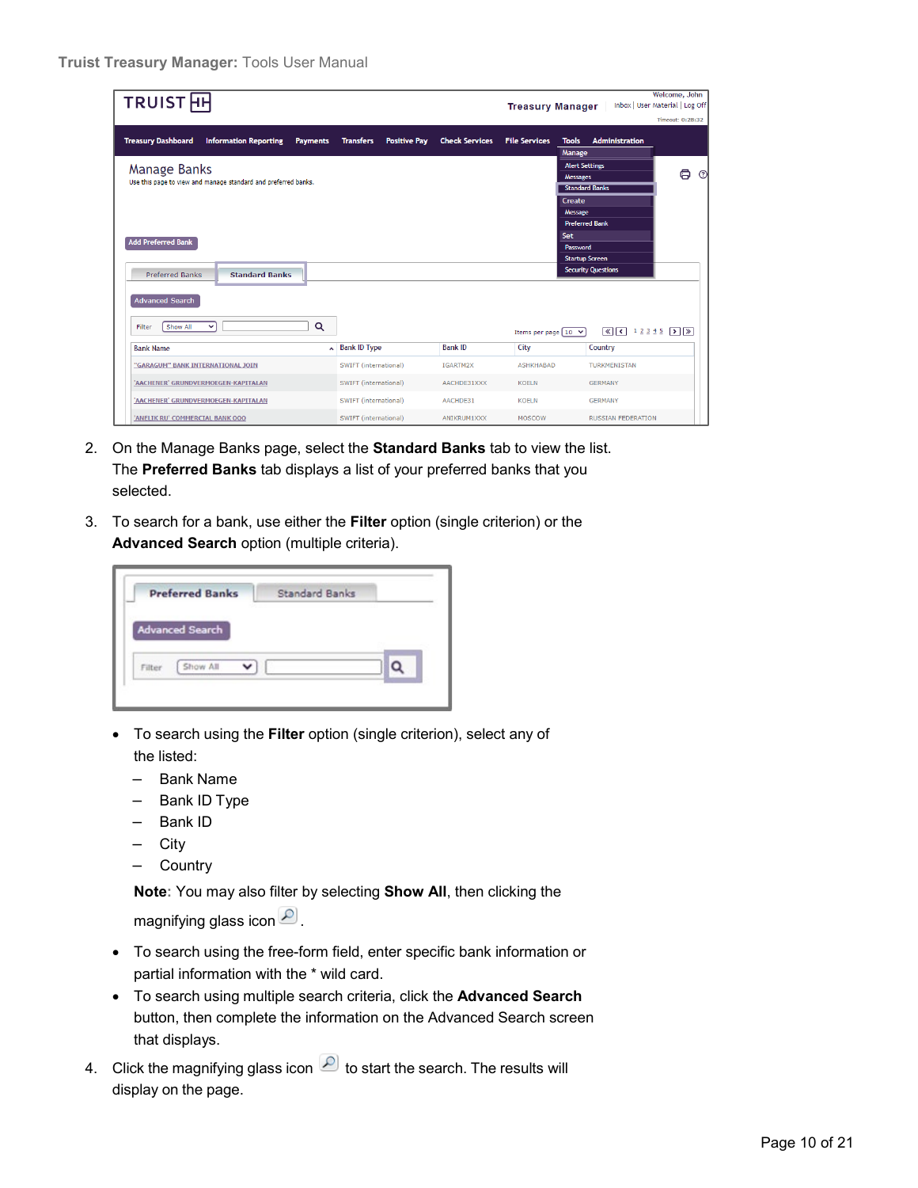2. On the Manage Banks page, select the **Standard Banks** tab to view the list. The **Preferred Banks** tab displays a list of your preferred banks that you selected.

3. To search for a bank, use either the **Filter** option (single criterion) or the **Advanced Search** option (multiple criteria).

   - To search using the **Filter** option (single criterion), select any of the listed:
     - Bank Name
     - Bank ID Type
     - Bank ID
     - City
     - Country

     **Note**: You may also filter by selecting **Show All**, then clicking the magnifying glass icon.
   - To search using the free-form field, enter specific bank information or partial information with the * wild card.
   - To search using multiple search criteria, click the **Advanced Search** button, then complete the information on the Advanced Search screen that displays.

4. Click the magnifying glass icon to start the search. The results will display on the page.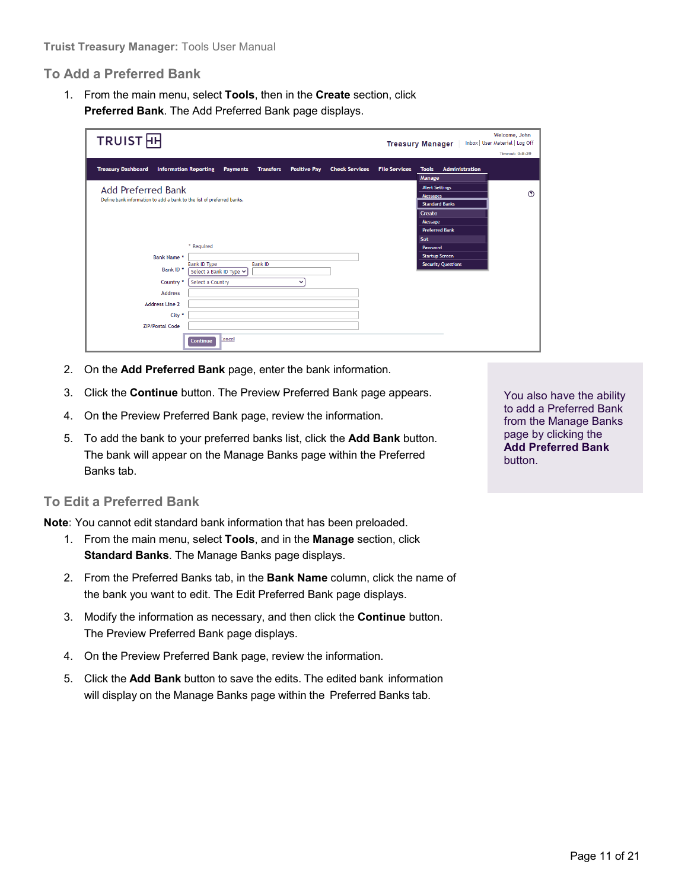## To Add a Preferred Bank

1. From the main menu, select **Tools**, then in the **Create** section, click **Preferred Bank**. The Add Preferred Bank page displays.

2. On the **Add Preferred Bank** page, enter the bank information.
3. Click the **Continue** button. The Preview Preferred Bank page appears.
4. On the Preview Preferred Bank page, review the information.
5. To add the bank to your preferred banks list, click the **Add Bank** button. The bank will appear on the Manage Banks page within the Preferred Banks tab.

> You also have the ability to add a Preferred Bank from the Manage Banks page by clicking the **Add Preferred Bank** button.

## To Edit a Preferred Bank

**Note**: You cannot edit standard bank information that has been preloaded.

1. From the main menu, select **Tools**, and in the **Manage** section, click **Standard Banks**. The Manage Banks page displays.
2. From the Preferred Banks tab, in the **Bank Name** column, click the name of the bank you want to edit. The Edit Preferred Bank page displays.
3. Modify the information as necessary, and then click the **Continue** button. The Preview Preferred Bank page displays.
4. On the Preview Preferred Bank page, review the information.
5. Click the **Add Bank** button to save the edits. The edited bank information will display on the Manage Banks page within the Preferred Banks tab.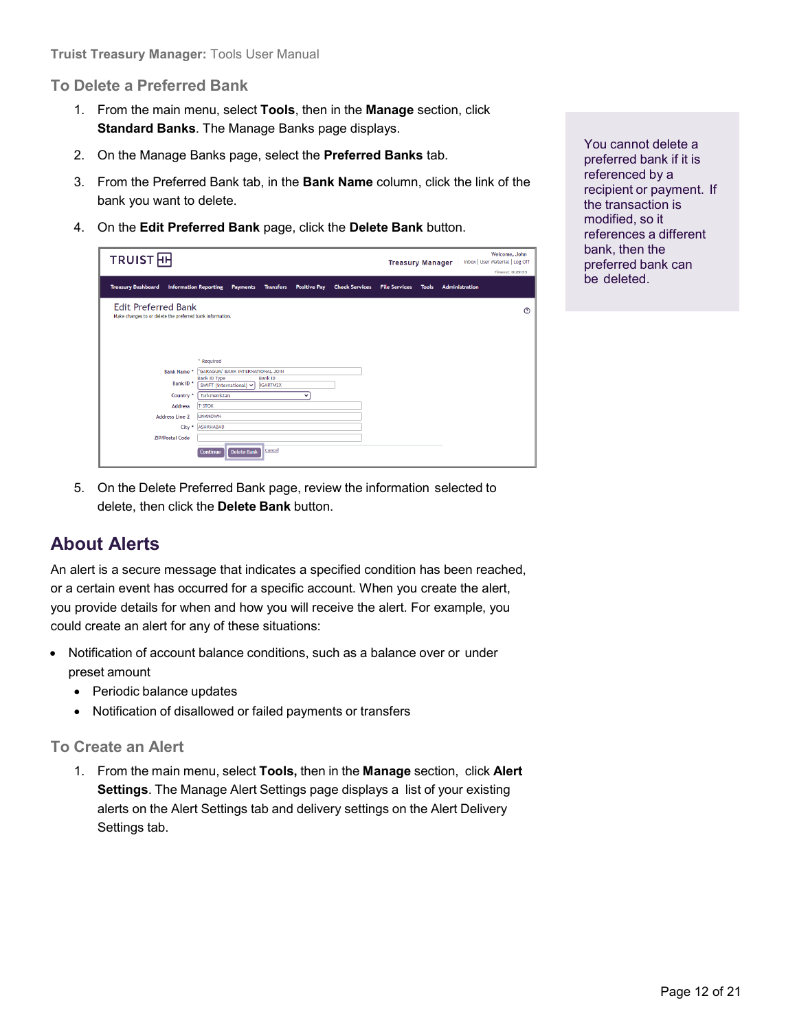### To Delete a Preferred Bank

1. From the main menu, select **Tools**, then in the **Manage** section, click **Standard Banks**. The Manage Banks page displays.
2. On the Manage Banks page, select the **Preferred Banks** tab.
3. From the Preferred Bank tab, in the **Bank Name** column, click the link of the bank you want to delete.
4. On the **Edit Preferred Bank** page, click the **Delete Bank** button.
5. On the Delete Preferred Bank page, review the information selected to delete, then click the **Delete Bank** button.

You cannot delete a preferred bank if it is referenced by a recipient or payment. If the transaction is modified, so it references a different bank, then the preferred bank can be deleted.

## About Alerts

An alert is a secure message that indicates a specified condition has been reached, or a certain event has occurred for a specific account. When you create the alert, you provide details for when and how you will receive the alert. For example, you could create an alert for any of these situations:

- Notification of account balance conditions, such as a balance over or under preset amount
  - Periodic balance updates
  - Notification of disallowed or failed payments or transfers

### To Create an Alert

1. From the main menu, select **Tools,** then in the **Manage** section, click **Alert Settings**. The Manage Alert Settings page displays a list of your existing alerts on the Alert Settings tab and delivery settings on the Alert Delivery Settings tab.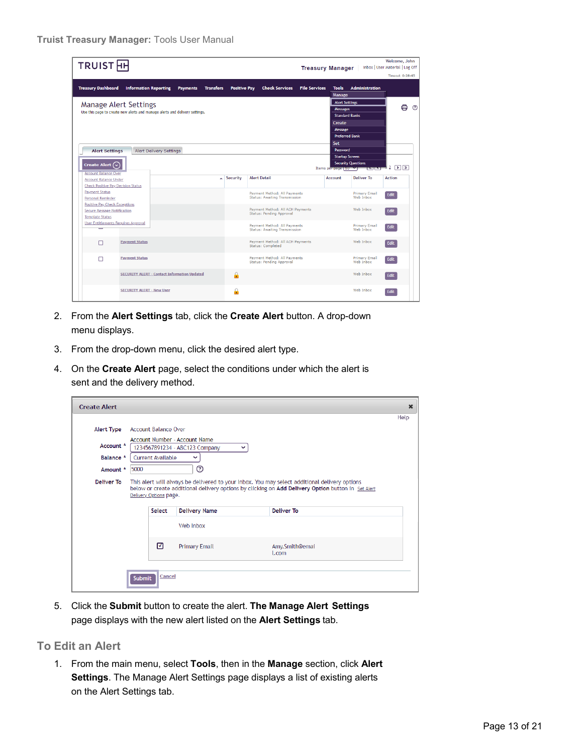2. From the **Alert Settings** tab, click the **Create Alert** button. A drop-down menu displays.
3. From the drop-down menu, click the desired alert type.
4. On the **Create Alert** page, select the conditions under which the alert is sent and the delivery method.
5. Click the **Submit** button to create the alert. **The Manage Alert Settings** page displays with the new alert listed on the **Alert Settings** tab.

## To Edit an Alert

1. From the main menu, select **Tools**, then in the **Manage** section, click **Alert Settings**. The Manage Alert Settings page displays a list of existing alerts on the Alert Settings tab.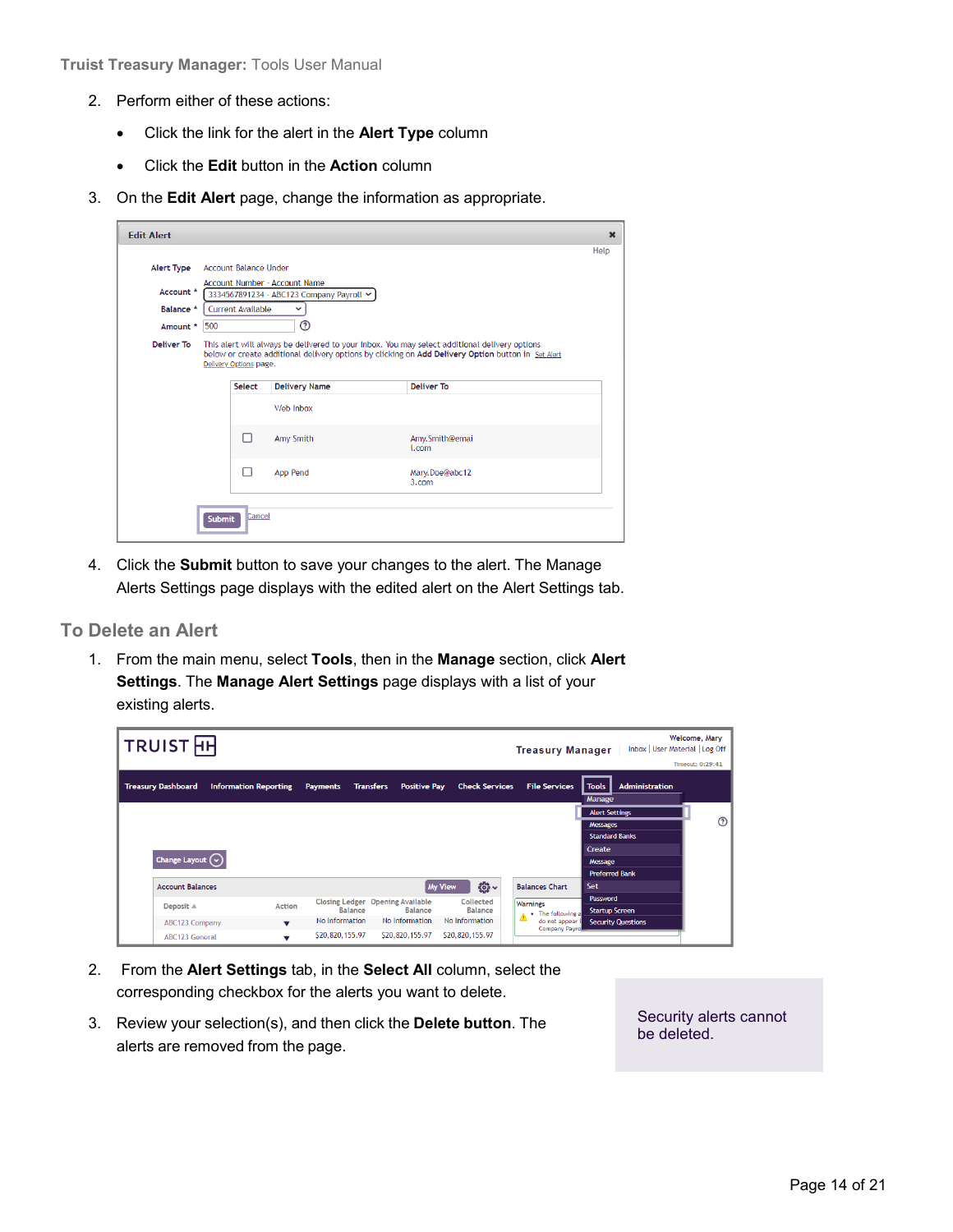2. Perform either of these actions:
   - Click the link for the alert in the **Alert Type** column
   - Click the **Edit** button in the **Action** column
3. On the **Edit Alert** page, change the information as appropriate.
4. Click the **Submit** button to save your changes to the alert. The Manage Alerts Settings page displays with the edited alert on the Alert Settings tab.

## To Delete an Alert

1. From the main menu, select **Tools**, then in the **Manage** section, click **Alert Settings**. The **Manage Alert Settings** page displays with a list of your existing alerts.
2. From the **Alert Settings** tab, in the **Select All** column, select the corresponding checkbox for the alerts you want to delete.
3. Review your selection(s), and then click the **Delete button**. The alerts are removed from the page.

Security alerts cannot be deleted.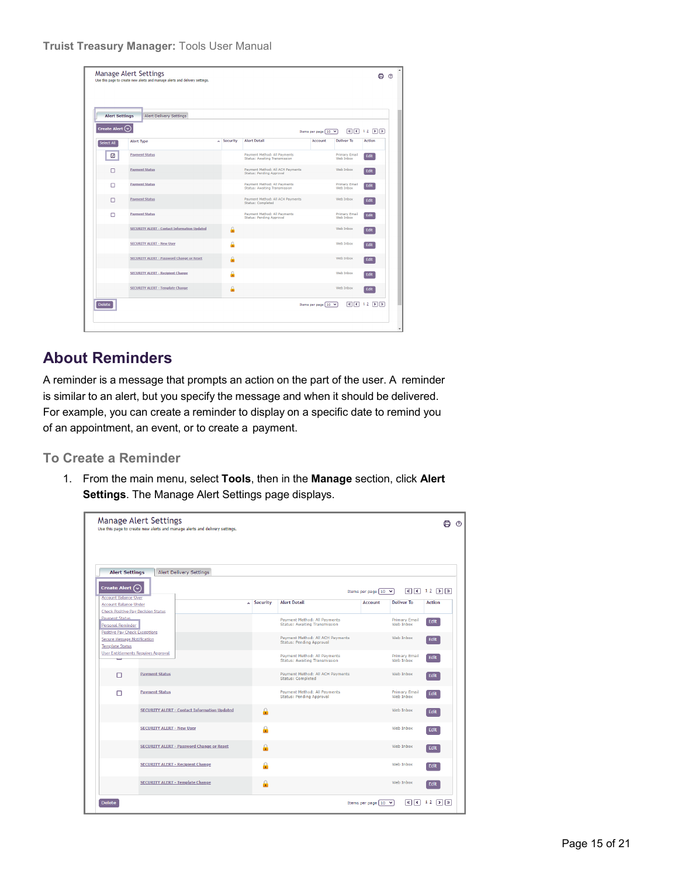## About Reminders

A reminder is a message that prompts an action on the part of the user. A reminder is similar to an alert, but you specify the message and when it should be delivered. For example, you can create a reminder to display on a specific date to remind you of an appointment, an event, or to create a payment.

### To Create a Reminder

1. From the main menu, select **Tools**, then in the **Manage** section, click **Alert Settings**. The Manage Alert Settings page displays.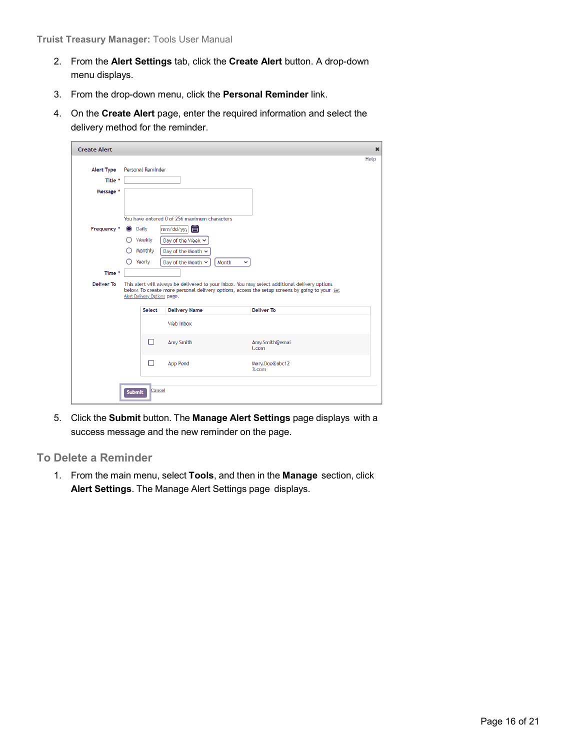2. From the **Alert Settings** tab, click the **Create Alert** button. A drop-down menu displays.

3. From the drop-down menu, click the **Personal Reminder** link.

4. On the **Create Alert** page, enter the required information and select the delivery method for the reminder.

5. Click the **Submit** button. The **Manage Alert Settings** page displays with a success message and the new reminder on the page.

## To Delete a Reminder

1. From the main menu, select **Tools**, and then in the **Manage** section, click **Alert Settings**. The Manage Alert Settings page displays.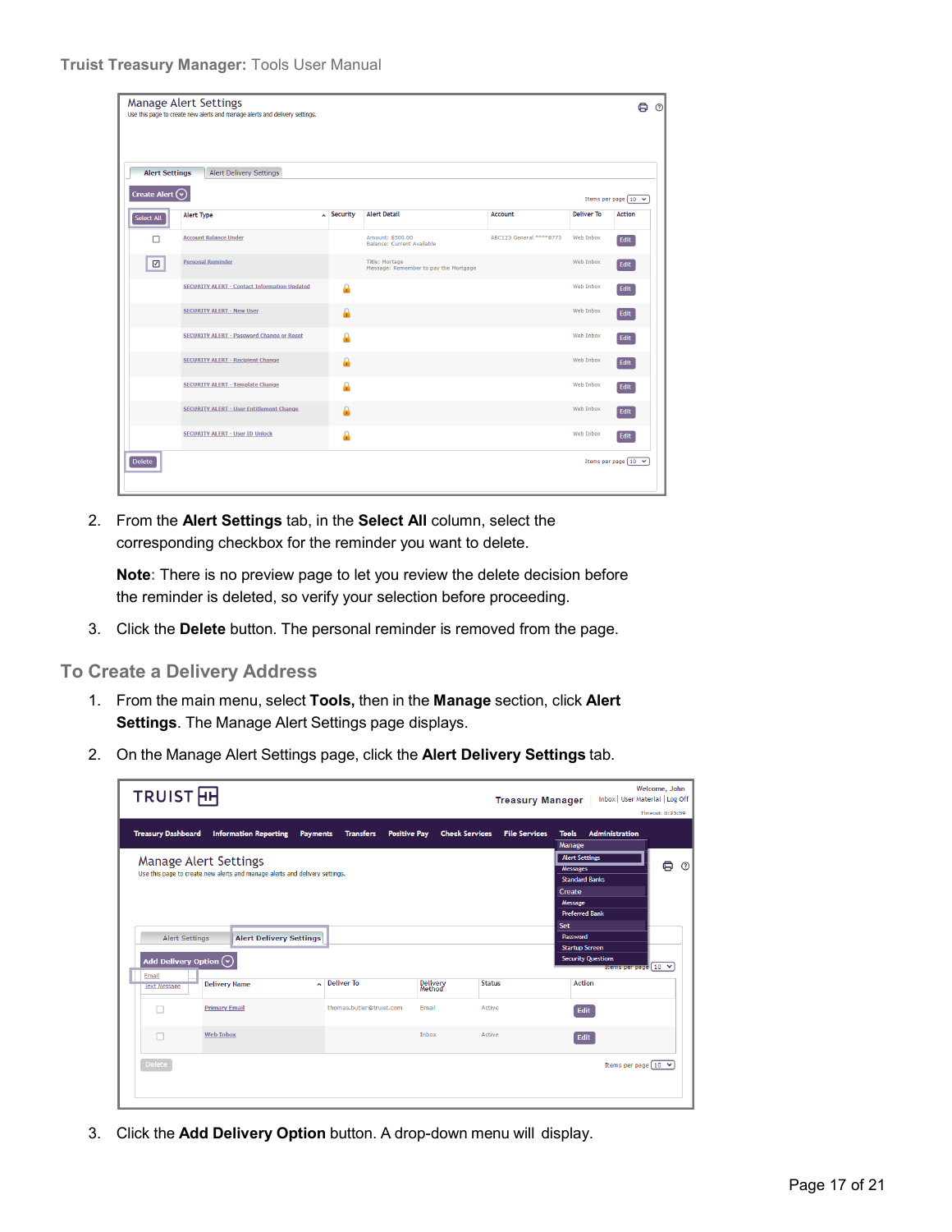2. From the **Alert Settings** tab, in the **Select All** column, select the corresponding checkbox for the reminder you want to delete.

   **Note**: There is no preview page to let you review the delete decision before the reminder is deleted, so verify your selection before proceeding.

3. Click the **Delete** button. The personal reminder is removed from the page.

## To Create a Delivery Address

1. From the main menu, select **Tools,** then in the **Manage** section, click **Alert Settings**. The Manage Alert Settings page displays.
2. On the Manage Alert Settings page, click the **Alert Delivery Settings** tab.
3. Click the **Add Delivery Option** button. A drop-down menu will display.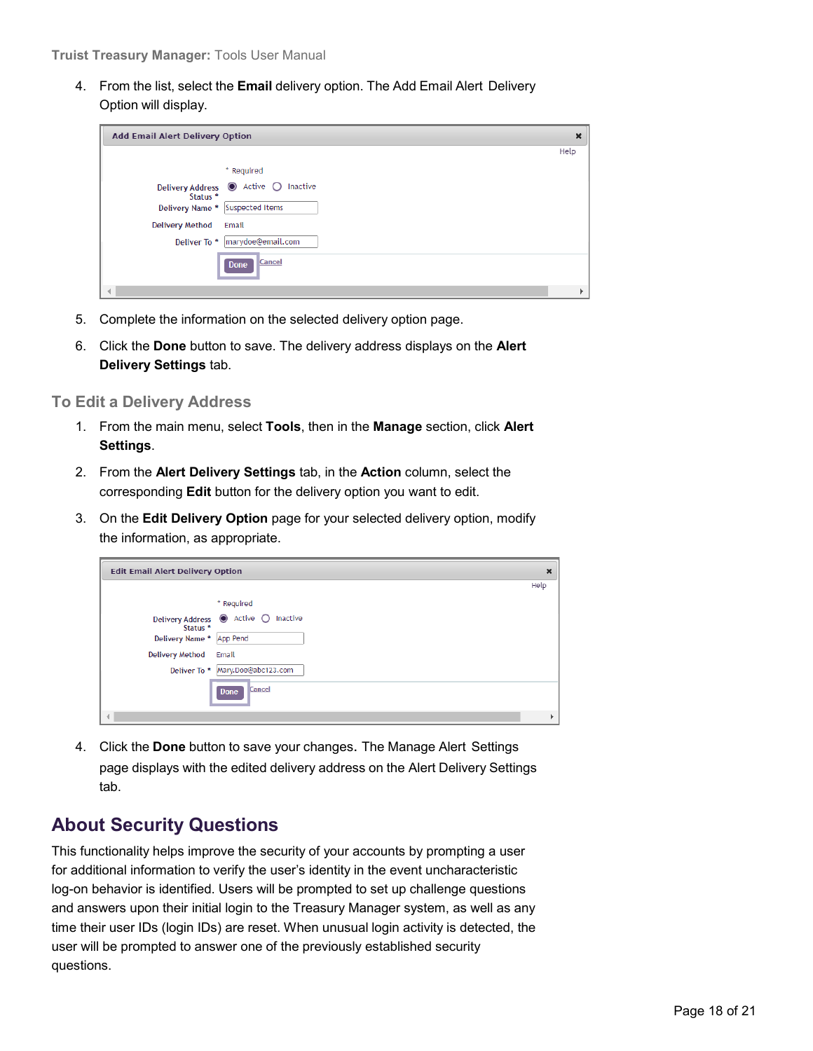4. From the list, select the **Email** delivery option. The Add Email Alert Delivery Option will display.

5. Complete the information on the selected delivery option page.
6. Click the **Done** button to save. The delivery address displays on the **Alert Delivery Settings** tab.

### To Edit a Delivery Address

1. From the main menu, select **Tools**, then in the **Manage** section, click **Alert Settings**.
2. From the **Alert Delivery Settings** tab, in the **Action** column, select the corresponding **Edit** button for the delivery option you want to edit.
3. On the **Edit Delivery Option** page for your selected delivery option, modify the information, as appropriate.

4. Click the **Done** button to save your changes. The Manage Alert Settings page displays with the edited delivery address on the Alert Delivery Settings tab.

## About Security Questions

This functionality helps improve the security of your accounts by prompting a user for additional information to verify the user's identity in the event uncharacteristic log-on behavior is identified. Users will be prompted to set up challenge questions and answers upon their initial login to the Treasury Manager system, as well as any time their user IDs (login IDs) are reset. When unusual login activity is detected, the user will be prompted to answer one of the previously established security questions.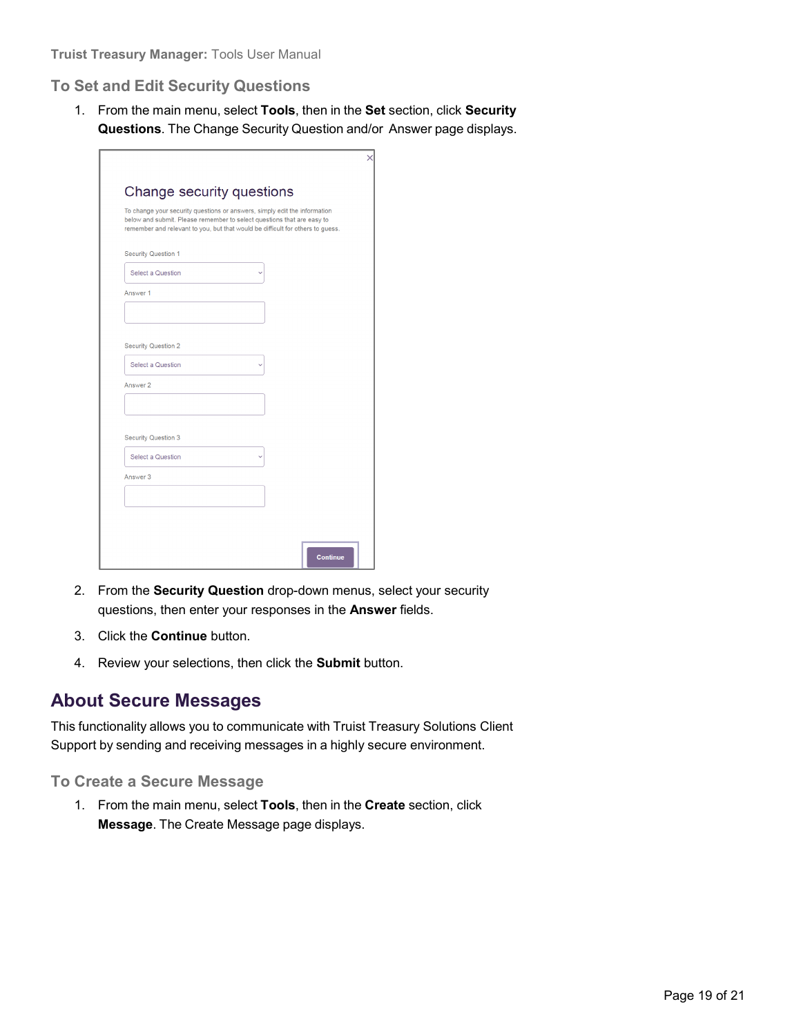### To Set and Edit Security Questions

1. From the main menu, select **Tools**, then in the **Set** section, click **Security Questions**. The Change Security Question and/or Answer page displays.

2. From the **Security Question** drop-down menus, select your security questions, then enter your responses in the **Answer** fields.

3. Click the **Continue** button.

4. Review your selections, then click the **Submit** button.

## About Secure Messages

This functionality allows you to communicate with Truist Treasury Solutions Client Support by sending and receiving messages in a highly secure environment.

### To Create a Secure Message

1. From the main menu, select **Tools**, then in the **Create** section, click **Message**. The Create Message page displays.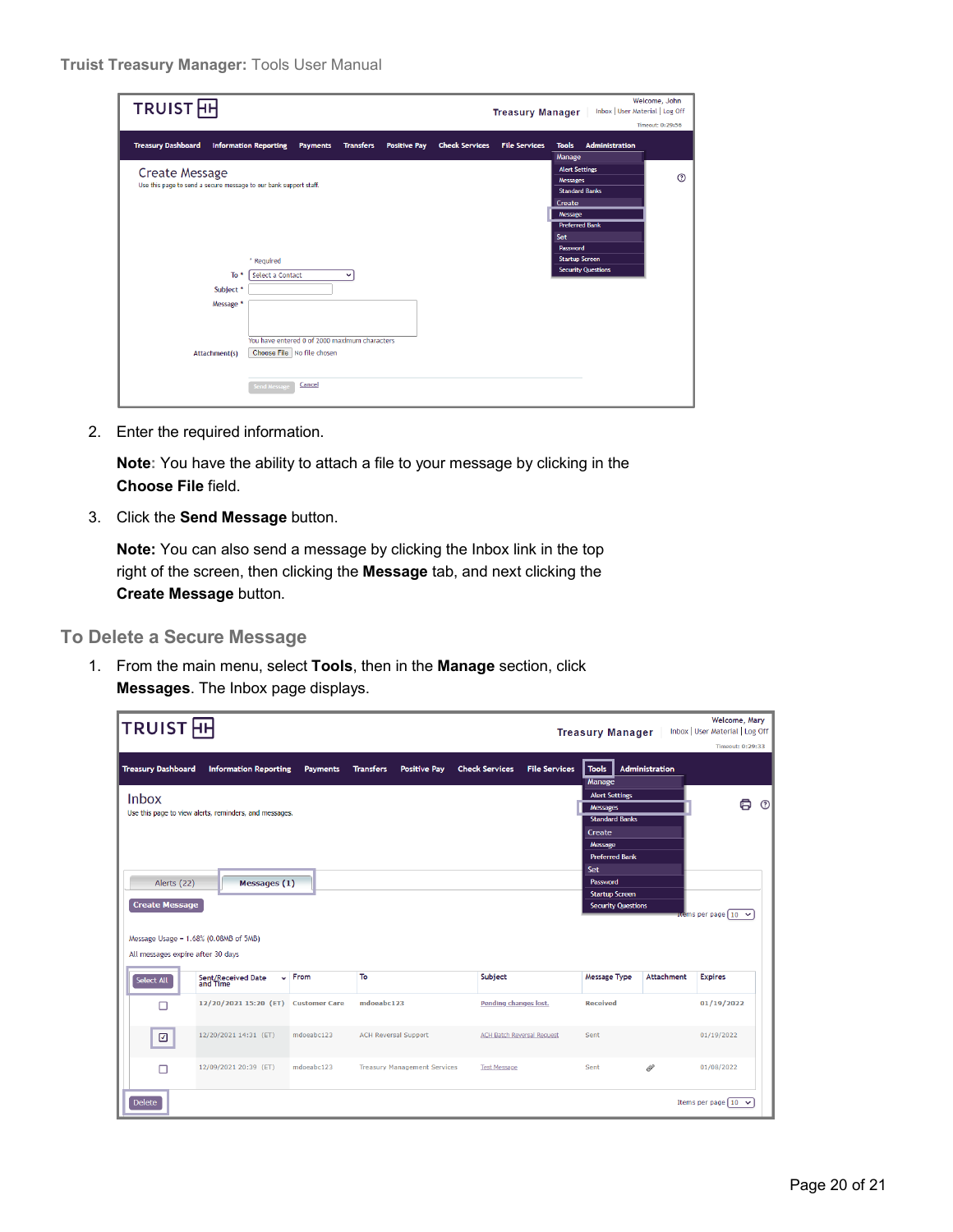2. Enter the required information.

   **Note**: You have the ability to attach a file to your message by clicking in the **Choose File** field.

3. Click the **Send Message** button.

   **Note:** You can also send a message by clicking the Inbox link in the top right of the screen, then clicking the **Message** tab, and next clicking the **Create Message** button.

## To Delete a Secure Message

1. From the main menu, select **Tools**, then in the **Manage** section, click **Messages**. The Inbox page displays.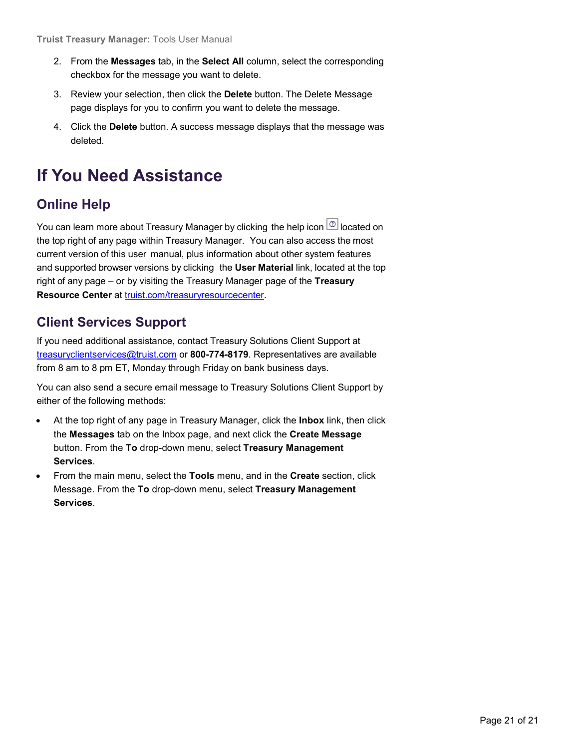2. From the **Messages** tab, in the **Select All** column, select the corresponding checkbox for the message you want to delete.
3. Review your selection, then click the **Delete** button. The Delete Message page displays for you to confirm you want to delete the message.
4. Click the **Delete** button. A success message displays that the message was deleted.

# If You Need Assistance

## Online Help

You can learn more about Treasury Manager by clicking the help icon located on the top right of any page within Treasury Manager. You can also access the most current version of this user manual, plus information about other system features and supported browser versions by clicking the **User Material** link, located at the top right of any page – or by visiting the Treasury Manager page of the **Treasury Resource Center** at truist.com/treasuryresourcecenter.

## Client Services Support

If you need additional assistance, contact Treasury Solutions Client Support at treasuryclientservices@truist.com or **800-774-8179**. Representatives are available from 8 am to 8 pm ET, Monday through Friday on bank business days.

You can also send a secure email message to Treasury Solutions Client Support by either of the following methods:

- At the top right of any page in Treasury Manager, click the **Inbox** link, then click the **Messages** tab on the Inbox page, and next click the **Create Message** button. From the **To** drop-down menu, select **Treasury Management Services**.
- From the main menu, select the **Tools** menu, and in the **Create** section, click Message. From the **To** drop-down menu, select **Treasury Management Services**.